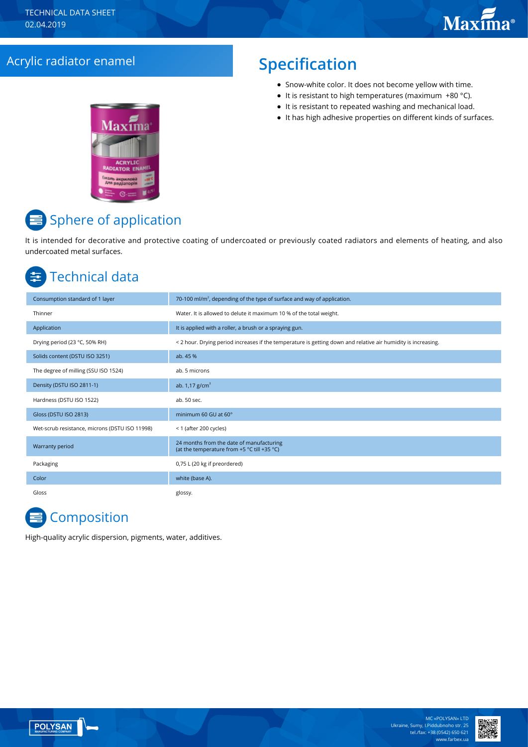TECHNICAL DATA SHEET
02.04.2019

# Acrylic radiator enamel

## Specification

- Snow-white color. It does not become yellow with time.
- It is resistant to high temperatures (maximum +80 °C).
- It is resistant to repeated washing and mechanical load.
- It has high adhesive properties on different kinds of surfaces.

## Sphere of application

It is intended for decorative and protective coating of undercoated or previously coated radiators and elements of heating, and also undercoated metal surfaces.

## Technical data

| | |
|---|---|
| Consumption standard of 1 layer | 70-100 ml/m$^2$, depending of the type of surface and way of application. |
| Thinner | Water. It is allowed to delute it maximum 10 % of the total weight. |
| Application | It is applied with a roller, a brush or a spraying gun. |
| Drying period (23 °C, 50% RH) | < 2 hour. Drying period increases if the temperature is getting down and relative air humidity is increasing. |
| Solids content (DSTU ISO 3251) | ab. 45 % |
| The degree of milling (SSU ISO 1524) | ab. 5 microns |
| Density (DSTU ISO 2811-1) | ab. 1,17 g/cm$^3$ |
| Hardness (DSTU ISO 1522) | ab. 50 sec. |
| Gloss (DSTU ISO 2813) | minimum 60 GU at 60° |
| Wet-scrub resistance, microns (DSTU ISO 11998) | < 1 (after 200 cycles) |
| Warranty period | 24 months from the date of manufacturing (at the temperature from +5 °C till +35 °C) |
| Packaging | 0,75 L (20 kg if preordered) |
| Color | white (base A). |
| Gloss | glossy. |

## Composition

High-quality acrylic dispersion, pigments, water, additives.

MC «POLYSAN» LTD
Ukraine, Sumy, I.Piddubnoho str. 25
tel./fax: +38 (0542) 650 621
www.farbex.ua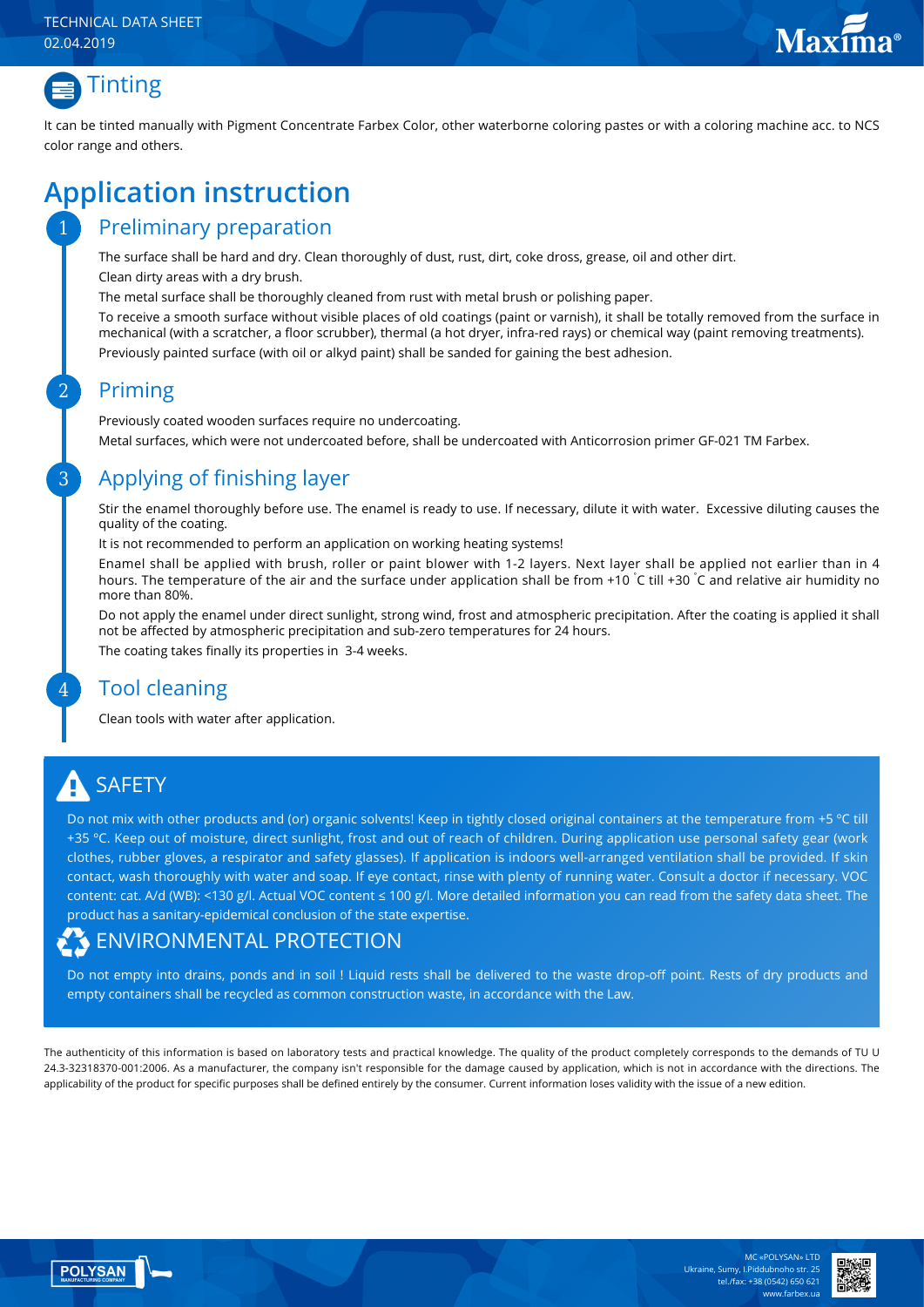## Tinting

It can be tinted manually with Pigment Concentrate Farbex Color, other waterborne coloring pastes or with a coloring machine acc. to NCS color range and others.

# Application instruction

### 1 Preliminary preparation

The surface shall be hard and dry. Clean thoroughly of dust, rust, dirt, coke dross, grease, oil and other dirt.

Clean dirty areas with a dry brush.

The metal surface shall be thoroughly cleaned from rust with metal brush or polishing paper.

To receive a smooth surface without visible places of old coatings (paint or varnish), it shall be totally removed from the surface in mechanical (with a scratcher, a floor scrubber), thermal (a hot dryer, infra-red rays) or chemical way (paint removing treatments).

Previously painted surface (with oil or alkyd paint) shall be sanded for gaining the best adhesion.

### 2 Priming

Previously coated wooden surfaces require no undercoating.

Metal surfaces, which were not undercoated before, shall be undercoated with Anticorrosion primer GF-021 TM Farbex.

### 3 Applying of finishing layer

Stir the enamel thoroughly before use. The enamel is ready to use. If necessary, dilute it with water. Excessive diluting causes the quality of the coating.

It is not recommended to perform an application on working heating systems!

Enamel shall be applied with brush, roller or paint blower with 1-2 layers. Next layer shall be applied not earlier than in 4 hours. The temperature of the air and the surface under application shall be from +10 °C till +30 °C and relative air humidity no more than 80%.

Do not apply the enamel under direct sunlight, strong wind, frost and atmospheric precipitation. After the coating is applied it shall not be affected by atmospheric precipitation and sub-zero temperatures for 24 hours.

The coating takes finally its properties in 3-4 weeks.

### 4 Tool cleaning

Clean tools with water after application.

## SAFETY

Do not mix with other products and (or) organic solvents! Keep in tightly closed original containers at the temperature from +5 °C till +35 °C. Keep out of moisture, direct sunlight, frost and out of reach of children. During application use personal safety gear (work clothes, rubber gloves, a respirator and safety glasses). If application is indoors well-arranged ventilation shall be provided. If skin contact, wash thoroughly with water and soap. If eye contact, rinse with plenty of running water. Consult a doctor if necessary. VOC content: cat. A/d (WB): <130 g/l. Actual VOC content ≤ 100 g/l. More detailed information you can read from the safety data sheet. The product has a sanitary-epidemical conclusion of the state expertise.

## ENVIRONMENTAL PROTECTION

Do not empty into drains, ponds and in soil ! Liquid rests shall be delivered to the waste drop-off point. Rests of dry products and empty containers shall be recycled as common construction waste, in accordance with the Law.

The authenticity of this information is based on laboratory tests and practical knowledge. The quality of the product completely corresponds to the demands of TU U 24.3-32318370-001:2006. As a manufacturer, the company isn't responsible for the damage caused by application, which is not in accordance with the directions. The applicability of the product for specific purposes shall be defined entirely by the consumer. Current information loses validity with the issue of a new edition.

MC «POLYSAN» LTD
Ukraine, Sumy, I.Piddubnoho str. 25
tel./fax: +38 (0542) 650 621
www.farbex.ua